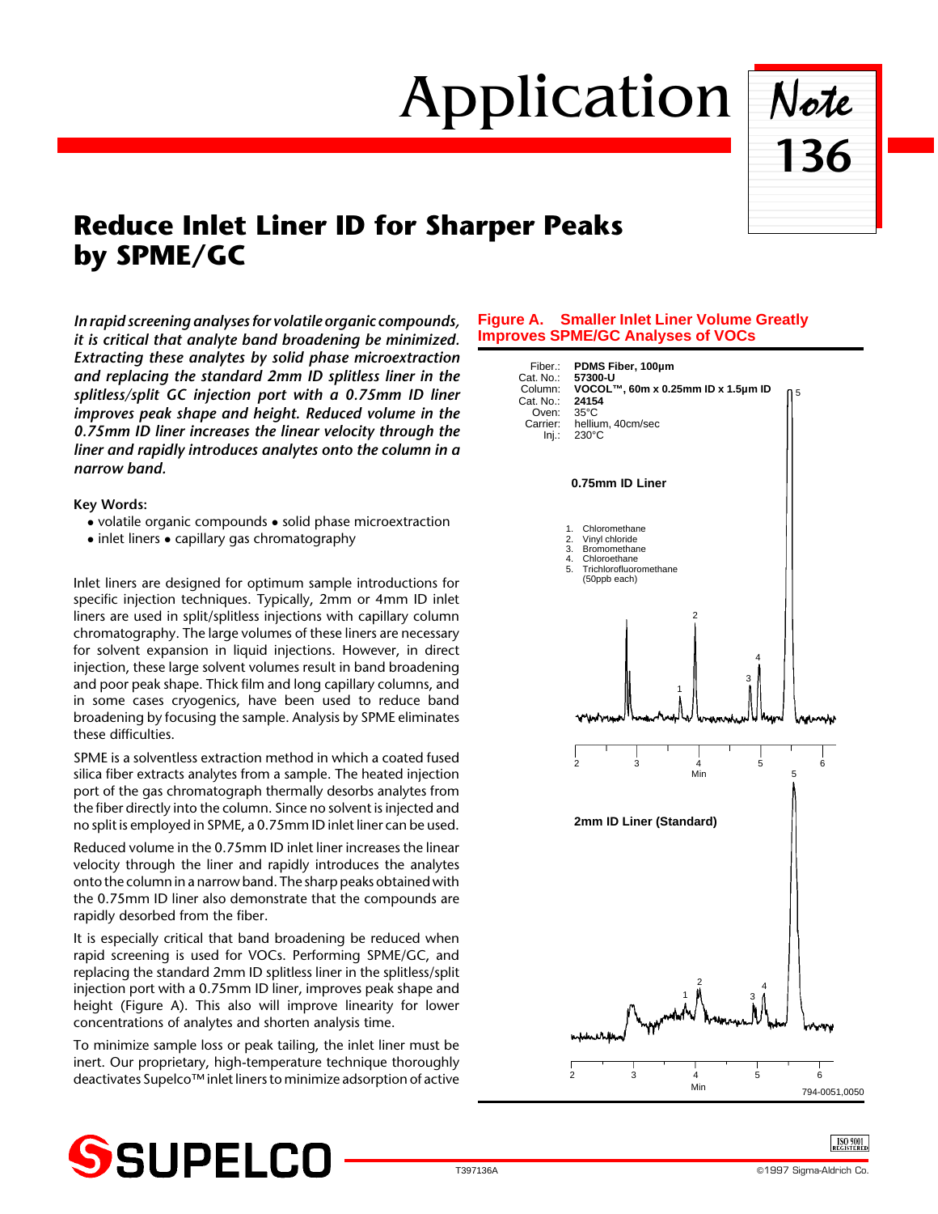# Application Note 136

## Reduce Inlet Liner ID for Sharper Peaks by SPME/GC

***In rapid screening analyses for volatile organic compounds, it is critical that analyte band broadening be minimized. Extracting these analytes by solid phase microextraction and replacing the standard 2mm ID splitless liner in the splitless/split GC injection port with a 0.75mm ID liner improves peak shape and height. Reduced volume in the 0.75mm ID liner increases the linear velocity through the liner and rapidly introduces analytes onto the column in a narrow band.***

**Key Words:**

- volatile organic compounds • solid phase microextraction
- inlet liners • capillary gas chromatography

Inlet liners are designed for optimum sample introductions for specific injection techniques. Typically, 2mm or 4mm ID inlet liners are used in split/splitless injections with capillary column chromatography. The large volumes of these liners are necessary for solvent expansion in liquid injections. However, in direct injection, these large solvent volumes result in band broadening and poor peak shape. Thick film and long capillary columns, and in some cases cryogenics, have been used to reduce band broadening by focusing the sample. Analysis by SPME eliminates these difficulties.

SPME is a solventless extraction method in which a coated fused silica fiber extracts analytes from a sample. The heated injection port of the gas chromatograph thermally desorbs analytes from the fiber directly into the column. Since no solvent is injected and no split is employed in SPME, a 0.75mm ID inlet liner can be used.

Reduced volume in the 0.75mm ID inlet liner increases the linear velocity through the liner and rapidly introduces the analytes onto the column in a narrow band. The sharp peaks obtained with the 0.75mm ID liner also demonstrate that the compounds are rapidly desorbed from the fiber.

It is especially critical that band broadening be reduced when rapid screening is used for VOCs. Performing SPME/GC, and replacing the standard 2mm ID splitless liner in the splitless/split injection port with a 0.75mm ID liner, improves peak shape and height (Figure A). This also will improve linearity for lower concentrations of analytes and shorten analysis time.

To minimize sample loss or peak tailing, the inlet liner must be inert. Our proprietary, high-temperature technique thoroughly deactivates Supelco™ inlet liners to minimize adsorption of active

**Figure A. Smaller Inlet Liner Volume Greatly Improves SPME/GC Analyses of VOCs**

Fiber.: **PDMS Fiber, 100µm**
Cat. No.: **57300-U**
Column: **VOCOL™, 60m x 0.25mm ID x 1.5µm ID**
Cat. No.: **24154**
Oven: 35°C
Carrier: hellium, 40cm/sec
Inj.: 230°C

**0.75mm ID Liner**

1. Chloromethane
2. Vinyl chloride
3. Bromomethane
4. Chloroethane
5. Trichlorofluoromethane

(50ppb each)

**2mm ID Liner (Standard)**

794-0051,0050

T397136A

©1997 Sigma-Aldrich Co.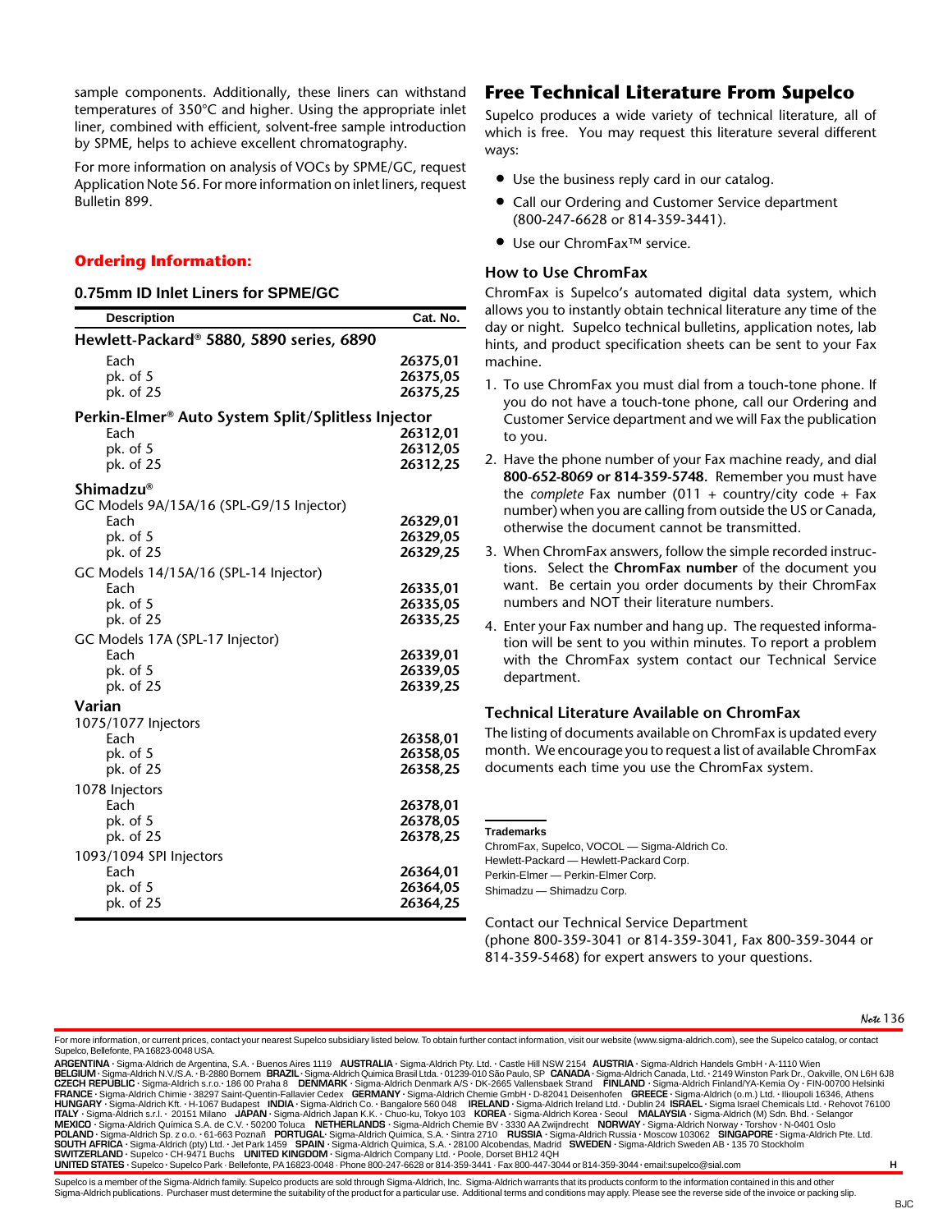sample components. Additionally, these liners can withstand temperatures of 350°C and higher. Using the appropriate inlet liner, combined with efficient, solvent-free sample introduction by SPME, helps to achieve excellent chromatography.

For more information on analysis of VOCs by SPME/GC, request Application Note 56. For more information on inlet liners, request Bulletin 899.

## Ordering Information:

### 0.75mm ID Inlet Liners for SPME/GC

| Description | Cat. No. |
|---|---|
| **Hewlett-Packard® 5880, 5890 series, 6890** | |
| Each | **26375,01** |
| pk. of 5 | **26375,05** |
| pk. of 25 | **26375,25** |
| **Perkin-Elmer® Auto System Split/Splitless Injector** | |
| Each | **26312,01** |
| pk. of 5 | **26312,05** |
| pk. of 25 | **26312,25** |
| **Shimadzu®** | |
| GC Models 9A/15A/16 (SPL-G9/15 Injector) | |
| Each | **26329,01** |
| pk. of 5 | **26329,05** |
| pk. of 25 | **26329,25** |
| GC Models 14/15A/16 (SPL-14 Injector) | |
| Each | **26335,01** |
| pk. of 5 | **26335,05** |
| pk. of 25 | **26335,25** |
| GC Models 17A (SPL-17 Injector) | |
| Each | **26339,01** |
| pk. of 5 | **26339,05** |
| pk. of 25 | **26339,25** |
| **Varian** | |
| 1075/1077 Injectors | |
| Each | **26358,01** |
| pk. of 5 | **26358,05** |
| pk. of 25 | **26358,25** |
| 1078 Injectors | |
| Each | **26378,01** |
| pk. of 5 | **26378,05** |
| pk. of 25 | **26378,25** |
| 1093/1094 SPI Injectors | |
| Each | **26364,01** |
| pk. of 5 | **26364,05** |
| pk. of 25 | **26364,25** |

## Free Technical Literature From Supelco

Supelco produces a wide variety of technical literature, all of which is free. You may request this literature several different ways:

- Use the business reply card in our catalog.
- Call our Ordering and Customer Service department (800-247-6628 or 814-359-3441).
- Use our ChromFax™ service.

### How to Use ChromFax

ChromFax is Supelco's automated digital data system, which allows you to instantly obtain technical literature any time of the day or night. Supelco technical bulletins, application notes, lab hints, and product specification sheets can be sent to your Fax machine.

1. To use ChromFax you must dial from a touch-tone phone. If you do not have a touch-tone phone, call our Ordering and Customer Service department and we will Fax the publication to you.
2. Have the phone number of your Fax machine ready, and dial **800-652-8069 or 814-359-5748.** Remember you must have the *complete* Fax number (011 + country/city code + Fax number) when you are calling from outside the US or Canada, otherwise the document cannot be transmitted.
3. When ChromFax answers, follow the simple recorded instructions. Select the **ChromFax number** of the document you want. Be certain you order documents by their ChromFax numbers and NOT their literature numbers.
4. Enter your Fax number and hang up. The requested information will be sent to you within minutes. To report a problem with the ChromFax system contact our Technical Service department.

### Technical Literature Available on ChromFax

The listing of documents available on ChromFax is updated every month. We encourage you to request a list of available ChromFax documents each time you use the ChromFax system.

**Trademarks**

ChromFax, Supelco, VOCOL — Sigma-Aldrich Co.
Hewlett-Packard — Hewlett-Packard Corp.
Perkin-Elmer — Perkin-Elmer Corp.
Shimadzu — Shimadzu Corp.

Contact our Technical Service Department (phone 800-359-3041 or 814-359-3041, Fax 800-359-3044 or 814-359-5468) for expert answers to your questions.

For more information, or current prices, contact your nearest Supelco subsidiary listed below. To obtain further contact information, visit our website (www.sigma-aldrich.com), see the Supelco catalog, or contact Supelco, Bellefonte, PA 16823-0048 USA.

**ARGENTINA** · Sigma-Aldrich de Argentina, S.A. · Buenos Aires 1119 **AUSTRALIA** · Sigma-Aldrich Pty. Ltd. · Castle Hill NSW 2154 **AUSTRIA** · Sigma-Aldrich Handels GmbH · A-1110 Wien
**BELGIUM** · Sigma-Aldrich N.V./S.A. · B-2880 Bornem **BRAZIL** · Sigma-Aldrich Quimica Brasil Ltda. · 01239-010 São Paulo, SP **CANADA** · Sigma-Aldrich Canada, Ltd. · 2149 Winston Park Dr., Oakville, ON L6H 6J8
**CZECH REPUBLIC** · Sigma-Aldrich s.r.o. · 186 00 Praha 8 **DENMARK** · Sigma-Aldrich Denmark A/S · DK-2665 Vallensbaek Strand **FINLAND** · Sigma-Aldrich Finland/YA-Kemia Oy · FIN-00700 Helsinki
**FRANCE** · Sigma-Aldrich Chimie · 38297 Saint-Quentin-Fallavier Cedex **GERMANY** · Sigma-Aldrich Chemie GmbH · D-82041 Deisenhofen **GREECE** · Sigma-Aldrich (o.m.) Ltd. · Ilioupoli 16346, Athens
**HUNGARY** · Sigma-Aldrich Kft. · H-1067 Budapest **INDIA** · Sigma-Aldrich Co. · Bangalore 560 048 **IRELAND** · Sigma-Aldrich Ireland Ltd. · Dublin 24 **ISRAEL** · Sigma Israel Chemicals Ltd. · Rehovot 76100
**ITALY** · Sigma-Aldrich s.r.l. · 20151 Milano **JAPAN** · Sigma-Aldrich Japan K.K. · Chuo-ku, Tokyo 103 **KOREA** · Sigma-Aldrich Korea · Seoul **MALAYSIA** · Sigma-Aldrich (M) Sdn. Bhd. · Selangor
**MEXICO** · Sigma-Aldrich Química S.A. de C.V. · 50200 Toluca **NETHERLANDS** · Sigma-Aldrich Chemie BV · 3330 AA Zwijndrecht **NORWAY** · Sigma-Aldrich Norway · Torshov · N-0401 Oslo
**POLAND** · Sigma-Aldrich Sp. z o.o. · 61-663 Poznañ **PORTUGAL** · Sigma-Aldrich Quimica, S.A. · Sintra 2710 **RUSSIA** · Sigma-Aldrich Russia · Moscow 103062 **SINGAPORE** · Sigma-Aldrich Pte. Ltd.
**SOUTH AFRICA** · Sigma-Aldrich (pty) Ltd. · Jet Park 1459 **SPAIN** · Sigma-Aldrich Quimica, S.A. · 28100 Alcobendas, Madrid **SWEDEN** · Sigma-Aldrich Sweden AB · 135 70 Stockholm
**SWITZERLAND** · Supelco · CH-9471 Buchs **UNITED KINGDOM** · Sigma-Aldrich Company Ltd. · Poole, Dorset BH12 4QH
**UNITED STATES** · Supelco · Supelco Park · Bellefonte, PA 16823-0048 · Phone 800-247-6628 or 814-359-3441 · Fax 800-447-3044 or 814-359-3044 · email:supelco@sial.com

Supelco is a member of the Sigma-Aldrich family. Supelco products are sold through Sigma-Aldrich, Inc. Sigma-Aldrich warrants that its products conform to the information contained in this and other Sigma-Aldrich publications. Purchaser must determine the suitability of the product for a particular use. Additional terms and conditions may apply. Please see the reverse side of the invoice or packing slip.